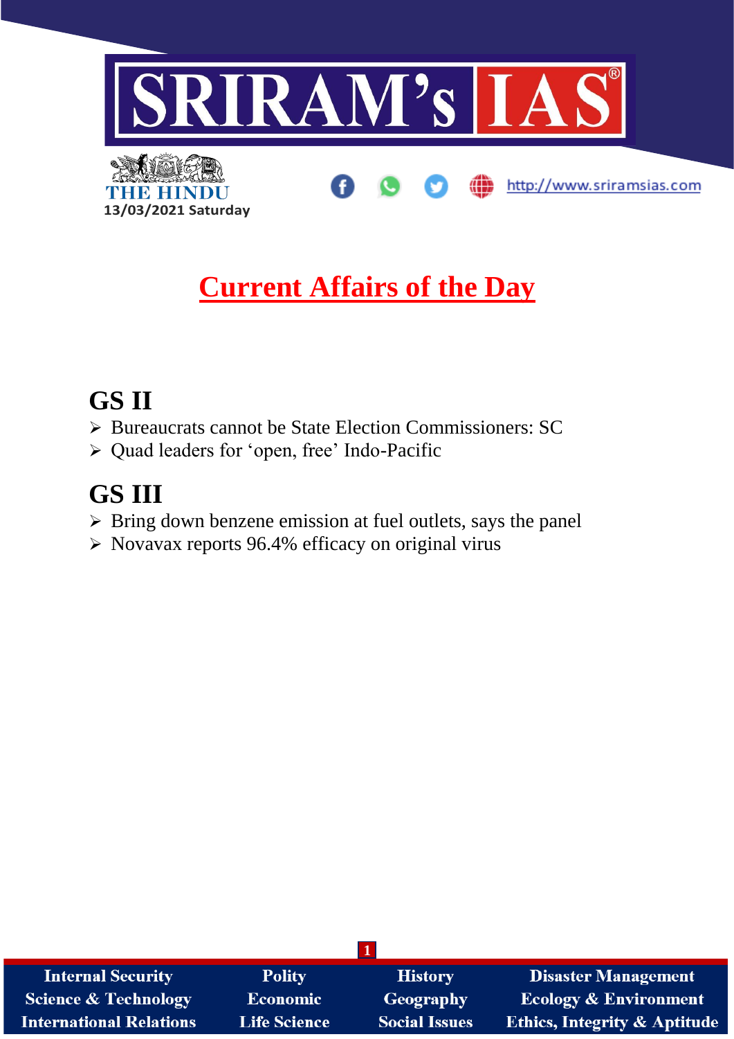THE HINDU
13/03/2021 Saturday

# Current Affairs of the Day

## GS II

- Bureaucrats cannot be State Election Commissioners: SC
- Quad leaders for 'open, free' Indo-Pacific

## GS III

- Bring down benzene emission at fuel outlets, says the panel
- Novavax reports 96.4% efficacy on original virus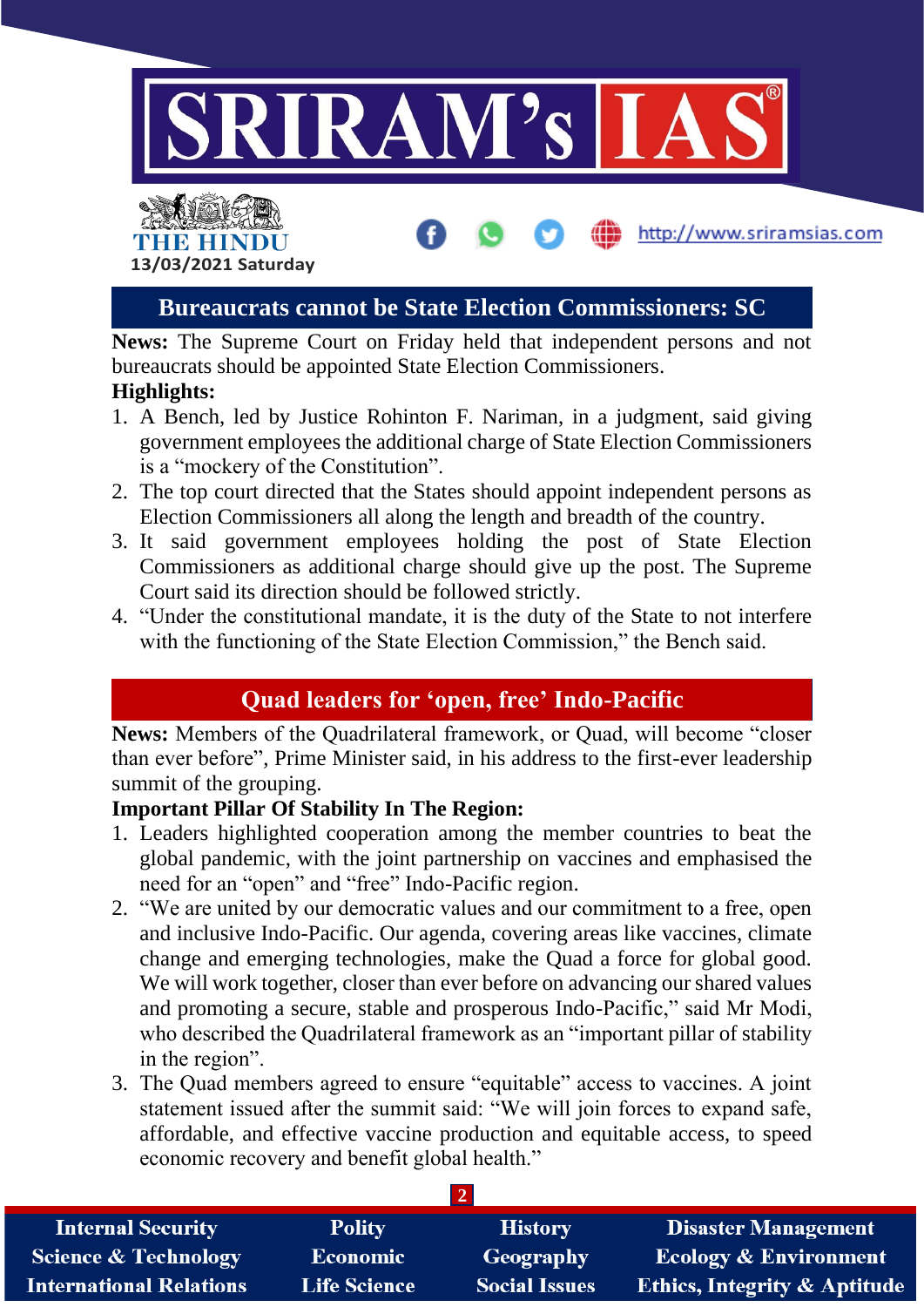## Bureaucrats cannot be State Election Commissioners: SC

**News:** The Supreme Court on Friday held that independent persons and not bureaucrats should be appointed State Election Commissioners.

**Highlights:**

1. A Bench, led by Justice Rohinton F. Nariman, in a judgment, said giving government employees the additional charge of State Election Commissioners is a "mockery of the Constitution".
2. The top court directed that the States should appoint independent persons as Election Commissioners all along the length and breadth of the country.
3. It said government employees holding the post of State Election Commissioners as additional charge should give up the post. The Supreme Court said its direction should be followed strictly.
4. "Under the constitutional mandate, it is the duty of the State to not interfere with the functioning of the State Election Commission," the Bench said.

## Quad leaders for 'open, free' Indo-Pacific

**News:** Members of the Quadrilateral framework, or Quad, will become "closer than ever before", Prime Minister said, in his address to the first-ever leadership summit of the grouping.

**Important Pillar Of Stability In The Region:**

1. Leaders highlighted cooperation among the member countries to beat the global pandemic, with the joint partnership on vaccines and emphasised the need for an "open" and "free" Indo-Pacific region.
2. "We are united by our democratic values and our commitment to a free, open and inclusive Indo-Pacific. Our agenda, covering areas like vaccines, climate change and emerging technologies, make the Quad a force for global good. We will work together, closer than ever before on advancing our shared values and promoting a secure, stable and prosperous Indo-Pacific," said Mr Modi, who described the Quadrilateral framework as an "important pillar of stability in the region".
3. The Quad members agreed to ensure "equitable" access to vaccines. A joint statement issued after the summit said: "We will join forces to expand safe, affordable, and effective vaccine production and equitable access, to speed economic recovery and benefit global health."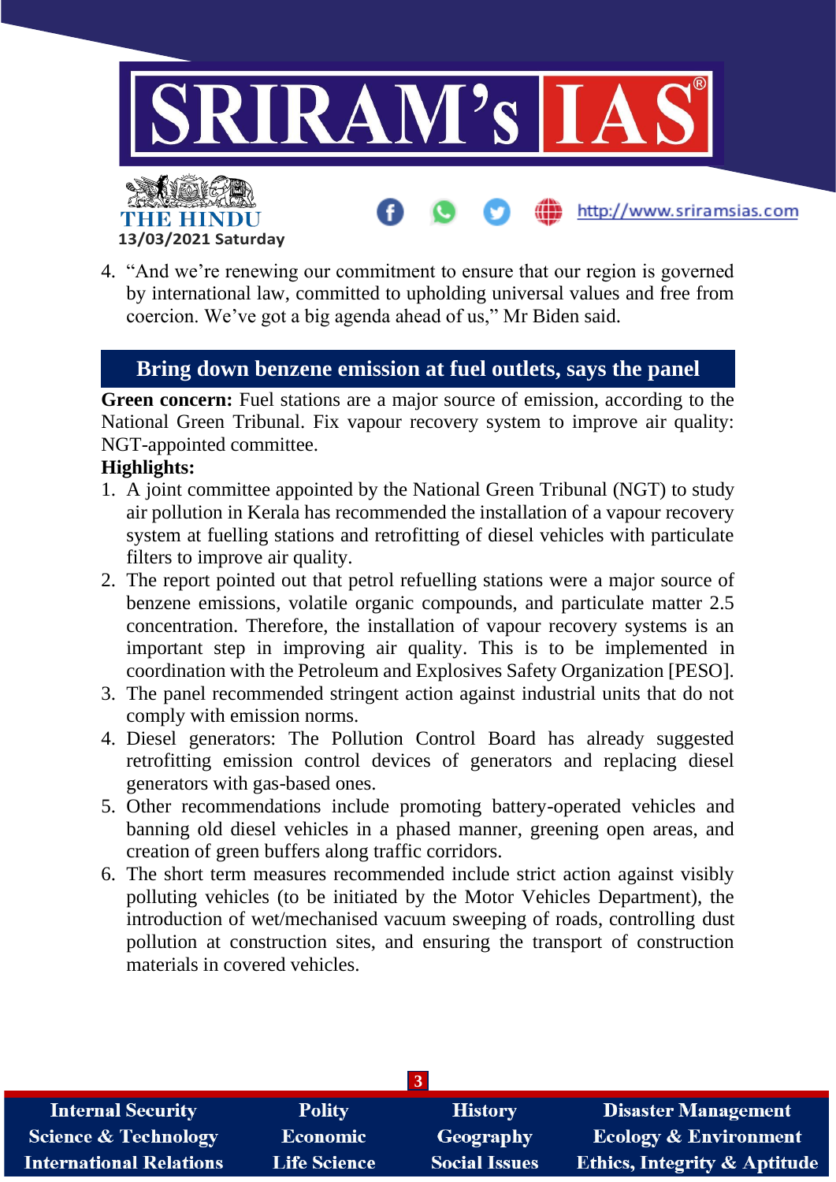4. “And we’re renewing our commitment to ensure that our region is governed by international law, committed to upholding universal values and free from coercion. We’ve got a big agenda ahead of us,” Mr Biden said.

## Bring down benzene emission at fuel outlets, says the panel

**Green concern:** Fuel stations are a major source of emission, according to the National Green Tribunal. Fix vapour recovery system to improve air quality: NGT-appointed committee.

**Highlights:**

1. A joint committee appointed by the National Green Tribunal (NGT) to study air pollution in Kerala has recommended the installation of a vapour recovery system at fuelling stations and retrofitting of diesel vehicles with particulate filters to improve air quality.
2. The report pointed out that petrol refuelling stations were a major source of benzene emissions, volatile organic compounds, and particulate matter 2.5 concentration. Therefore, the installation of vapour recovery systems is an important step in improving air quality. This is to be implemented in coordination with the Petroleum and Explosives Safety Organization [PESO].
3. The panel recommended stringent action against industrial units that do not comply with emission norms.
4. Diesel generators: The Pollution Control Board has already suggested retrofitting emission control devices of generators and replacing diesel generators with gas-based ones.
5. Other recommendations include promoting battery-operated vehicles and banning old diesel vehicles in a phased manner, greening open areas, and creation of green buffers along traffic corridors.
6. The short term measures recommended include strict action against visibly polluting vehicles (to be initiated by the Motor Vehicles Department), the introduction of wet/mechanised vacuum sweeping of roads, controlling dust pollution at construction sites, and ensuring the transport of construction materials in covered vehicles.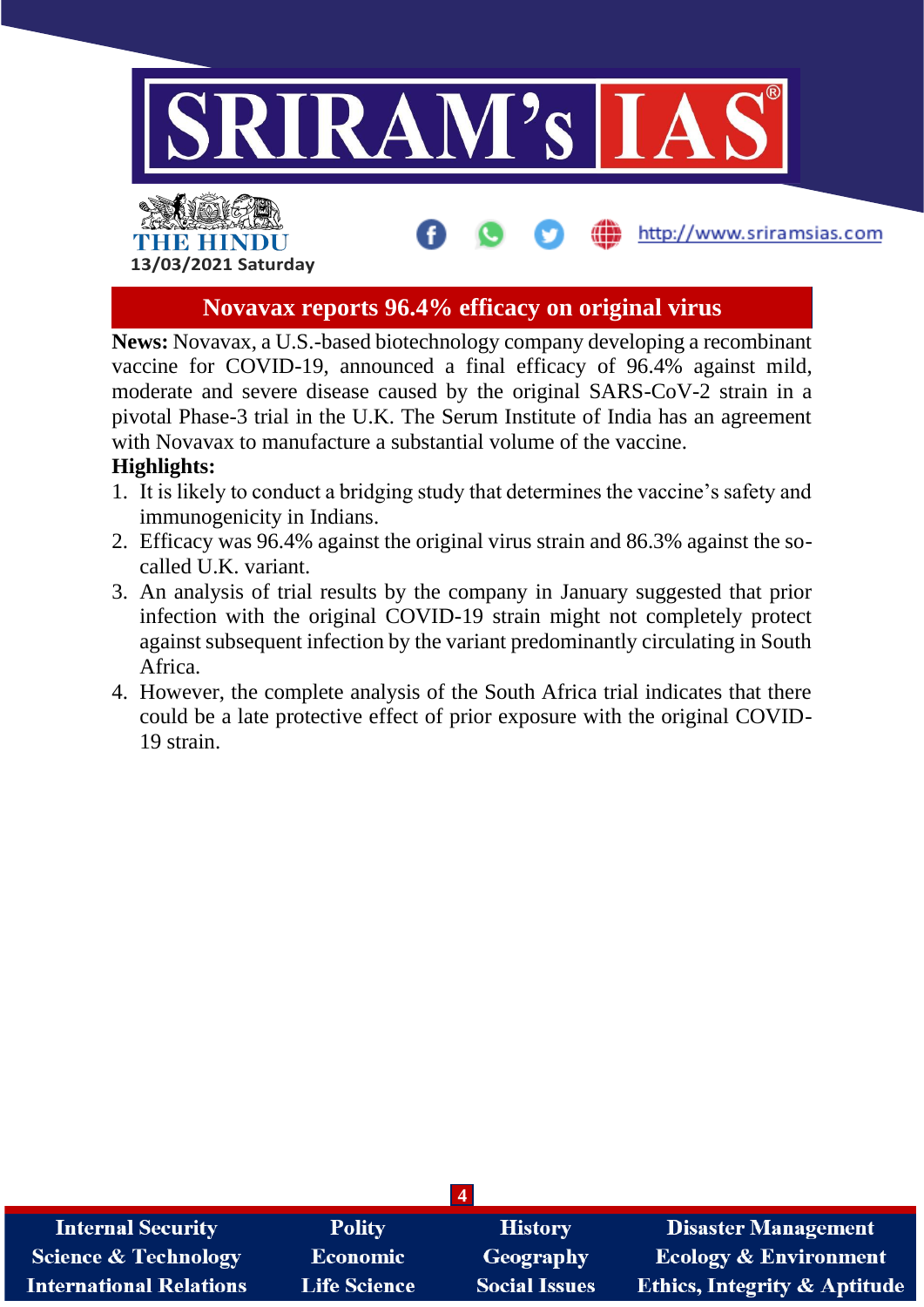# Novavax reports 96.4% efficacy on original virus

**News:** Novavax, a U.S.-based biotechnology company developing a recombinant vaccine for COVID-19, announced a final efficacy of 96.4% against mild, moderate and severe disease caused by the original SARS-CoV-2 strain in a pivotal Phase-3 trial in the U.K. The Serum Institute of India has an agreement with Novavax to manufacture a substantial volume of the vaccine.

**Highlights:**

1. It is likely to conduct a bridging study that determines the vaccine's safety and immunogenicity in Indians.
2. Efficacy was 96.4% against the original virus strain and 86.3% against the so-called U.K. variant.
3. An analysis of trial results by the company in January suggested that prior infection with the original COVID-19 strain might not completely protect against subsequent infection by the variant predominantly circulating in South Africa.
4. However, the complete analysis of the South Africa trial indicates that there could be a late protective effect of prior exposure with the original COVID-19 strain.